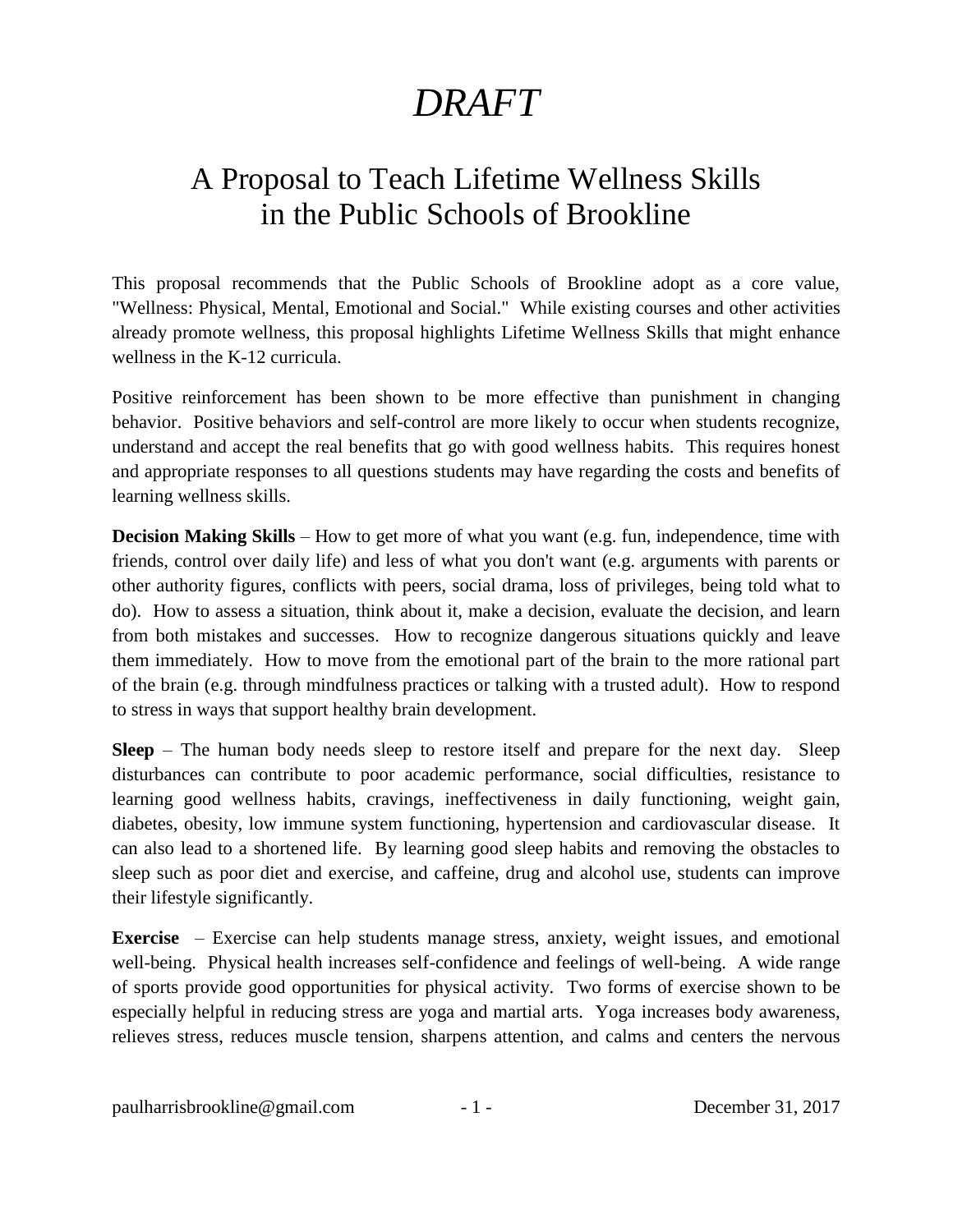# *DRAFT*

## A Proposal to Teach Lifetime Wellness Skills in the Public Schools of Brookline

This proposal recommends that the Public Schools of Brookline adopt as a core value, "Wellness: Physical, Mental, Emotional and Social." While existing courses and other activities already promote wellness, this proposal highlights Lifetime Wellness Skills that might enhance wellness in the K-12 curricula.

Positive reinforcement has been shown to be more effective than punishment in changing behavior. Positive behaviors and self-control are more likely to occur when students recognize, understand and accept the real benefits that go with good wellness habits. This requires honest and appropriate responses to all questions students may have regarding the costs and benefits of learning wellness skills.

**Decision Making Skills** – How to get more of what you want (e.g. fun, independence, time with friends, control over daily life) and less of what you don't want (e.g. arguments with parents or other authority figures, conflicts with peers, social drama, loss of privileges, being told what to do). How to assess a situation, think about it, make a decision, evaluate the decision, and learn from both mistakes and successes. How to recognize dangerous situations quickly and leave them immediately. How to move from the emotional part of the brain to the more rational part of the brain (e.g. through mindfulness practices or talking with a trusted adult). How to respond to stress in ways that support healthy brain development.

**Sleep** – The human body needs sleep to restore itself and prepare for the next day. Sleep disturbances can contribute to poor academic performance, social difficulties, resistance to learning good wellness habits, cravings, ineffectiveness in daily functioning, weight gain, diabetes, obesity, low immune system functioning, hypertension and cardiovascular disease. It can also lead to a shortened life. By learning good sleep habits and removing the obstacles to sleep such as poor diet and exercise, and caffeine, drug and alcohol use, students can improve their lifestyle significantly.

**Exercise** – Exercise can help students manage stress, anxiety, weight issues, and emotional well-being. Physical health increases self-confidence and feelings of well-being. A wide range of sports provide good opportunities for physical activity. Two forms of exercise shown to be especially helpful in reducing stress are yoga and martial arts. Yoga increases body awareness, relieves stress, reduces muscle tension, sharpens attention, and calms and centers the nervous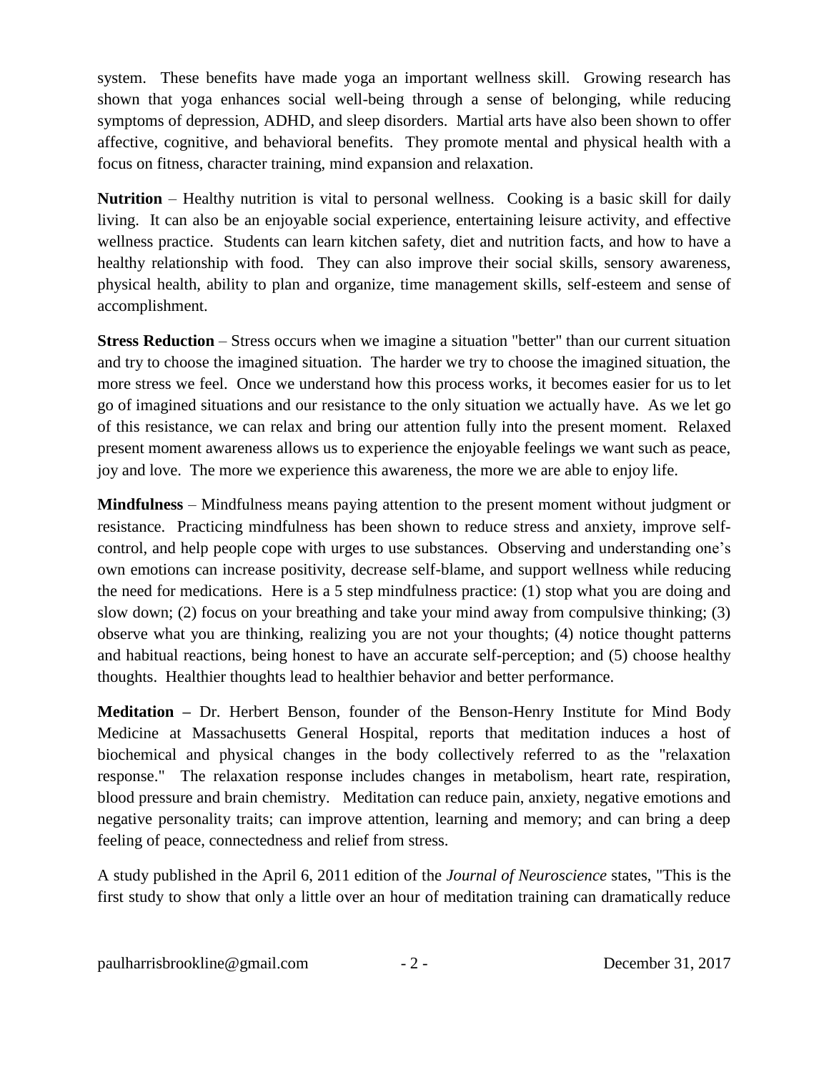system. These benefits have made yoga an important wellness skill. Growing research has shown that yoga enhances social well-being through a sense of belonging, while reducing symptoms of depression, ADHD, and sleep disorders. Martial arts have also been shown to offer affective, cognitive, and behavioral benefits. They promote mental and physical health with a focus on fitness, character training, mind expansion and relaxation.

**Nutrition** – Healthy nutrition is vital to personal wellness. Cooking is a basic skill for daily living. It can also be an enjoyable social experience, entertaining leisure activity, and effective wellness practice. Students can learn kitchen safety, diet and nutrition facts, and how to have a healthy relationship with food. They can also improve their social skills, sensory awareness, physical health, ability to plan and organize, time management skills, self-esteem and sense of accomplishment.

**Stress Reduction** – Stress occurs when we imagine a situation "better" than our current situation and try to choose the imagined situation. The harder we try to choose the imagined situation, the more stress we feel. Once we understand how this process works, it becomes easier for us to let go of imagined situations and our resistance to the only situation we actually have. As we let go of this resistance, we can relax and bring our attention fully into the present moment. Relaxed present moment awareness allows us to experience the enjoyable feelings we want such as peace, joy and love. The more we experience this awareness, the more we are able to enjoy life.

**Mindfulness** – Mindfulness means paying attention to the present moment without judgment or resistance. Practicing mindfulness has been shown to reduce stress and anxiety, improve self-control, and help people cope with urges to use substances. Observing and understanding one's own emotions can increase positivity, decrease self-blame, and support wellness while reducing the need for medications. Here is a 5 step mindfulness practice: (1) stop what you are doing and slow down; (2) focus on your breathing and take your mind away from compulsive thinking; (3) observe what you are thinking, realizing you are not your thoughts; (4) notice thought patterns and habitual reactions, being honest to have an accurate self-perception; and (5) choose healthy thoughts. Healthier thoughts lead to healthier behavior and better performance.

**Meditation –** Dr. Herbert Benson, founder of the Benson-Henry Institute for Mind Body Medicine at Massachusetts General Hospital, reports that meditation induces a host of biochemical and physical changes in the body collectively referred to as the "relaxation response." The relaxation response includes changes in metabolism, heart rate, respiration, blood pressure and brain chemistry. Meditation can reduce pain, anxiety, negative emotions and negative personality traits; can improve attention, learning and memory; and can bring a deep feeling of peace, connectedness and relief from stress.

A study published in the April 6, 2011 edition of the *Journal of Neuroscience* states, "This is the first study to show that only a little over an hour of meditation training can dramatically reduce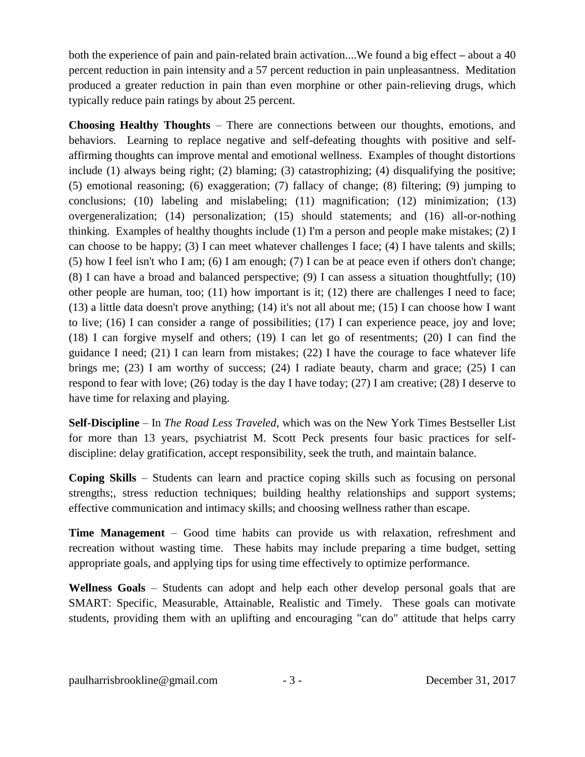both the experience of pain and pain-related brain activation....We found a big effect – about a 40 percent reduction in pain intensity and a 57 percent reduction in pain unpleasantness. Meditation produced a greater reduction in pain than even morphine or other pain-relieving drugs, which typically reduce pain ratings by about 25 percent.

**Choosing Healthy Thoughts** – There are connections between our thoughts, emotions, and behaviors. Learning to replace negative and self-defeating thoughts with positive and self-affirming thoughts can improve mental and emotional wellness. Examples of thought distortions include (1) always being right; (2) blaming; (3) catastrophizing; (4) disqualifying the positive; (5) emotional reasoning; (6) exaggeration; (7) fallacy of change; (8) filtering; (9) jumping to conclusions; (10) labeling and mislabeling; (11) magnification; (12) minimization; (13) overgeneralization; (14) personalization; (15) should statements; and (16) all-or-nothing thinking. Examples of healthy thoughts include (1) I'm a person and people make mistakes; (2) I can choose to be happy; (3) I can meet whatever challenges I face; (4) I have talents and skills; (5) how I feel isn't who I am; (6) I am enough; (7) I can be at peace even if others don't change; (8) I can have a broad and balanced perspective; (9) I can assess a situation thoughtfully; (10) other people are human, too; (11) how important is it; (12) there are challenges I need to face; (13) a little data doesn't prove anything; (14) it's not all about me; (15) I can choose how I want to live; (16) I can consider a range of possibilities; (17) I can experience peace, joy and love; (18) I can forgive myself and others; (19) I can let go of resentments; (20) I can find the guidance I need; (21) I can learn from mistakes; (22) I have the courage to face whatever life brings me; (23) I am worthy of success; (24) I radiate beauty, charm and grace; (25) I can respond to fear with love; (26) today is the day I have today; (27) I am creative; (28) I deserve to have time for relaxing and playing.

**Self-Discipline** – In *The Road Less Traveled*, which was on the New York Times Bestseller List for more than 13 years, psychiatrist M. Scott Peck presents four basic practices for self-discipline: delay gratification, accept responsibility, seek the truth, and maintain balance.

**Coping Skills** – Students can learn and practice coping skills such as focusing on personal strengths;, stress reduction techniques; building healthy relationships and support systems; effective communication and intimacy skills; and choosing wellness rather than escape.

**Time Management** – Good time habits can provide us with relaxation, refreshment and recreation without wasting time. These habits may include preparing a time budget, setting appropriate goals, and applying tips for using time effectively to optimize performance.

**Wellness Goals** – Students can adopt and help each other develop personal goals that are SMART: Specific, Measurable, Attainable, Realistic and Timely. These goals can motivate students, providing them with an uplifting and encouraging "can do" attitude that helps carry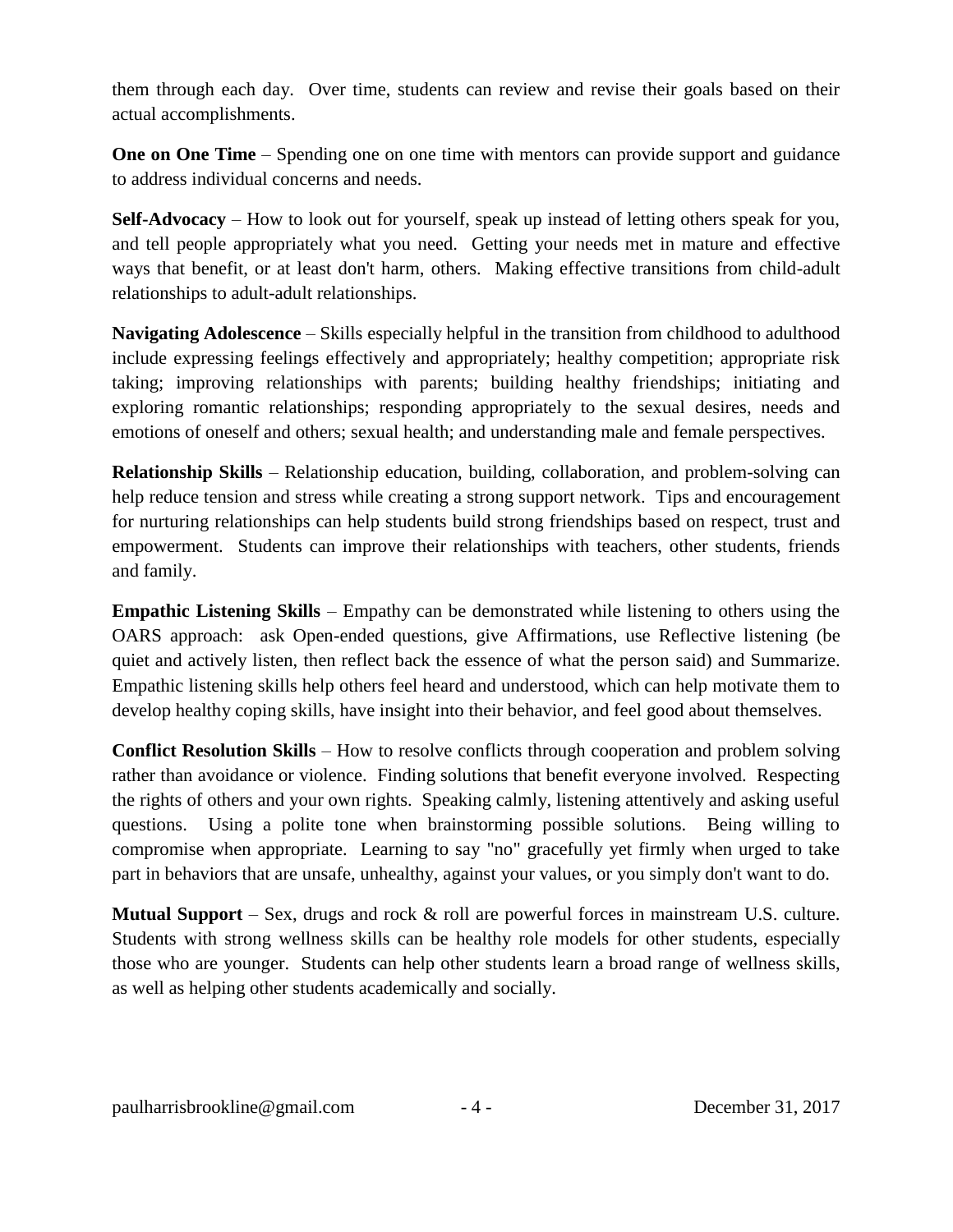them through each day.  Over time, students can review and revise their goals based on their actual accomplishments.

**One on One Time** – Spending one on one time with mentors can provide support and guidance to address individual concerns and needs.

**Self-Advocacy** – How to look out for yourself, speak up instead of letting others speak for you, and tell people appropriately what you need.  Getting your needs met in mature and effective ways that benefit, or at least don't harm, others.  Making effective transitions from child-adult relationships to adult-adult relationships.

**Navigating Adolescence** – Skills especially helpful in the transition from childhood to adulthood include expressing feelings effectively and appropriately; healthy competition; appropriate risk taking; improving relationships with parents; building healthy friendships; initiating and exploring romantic relationships; responding appropriately to the sexual desires, needs and emotions of oneself and others; sexual health; and understanding male and female perspectives.

**Relationship Skills** – Relationship education, building, collaboration, and problem-solving can help reduce tension and stress while creating a strong support network.  Tips and encouragement for nurturing relationships can help students build strong friendships based on respect, trust and empowerment.  Students can improve their relationships with teachers, other students, friends and family.

**Empathic Listening Skills** – Empathy can be demonstrated while listening to others using the OARS approach:  ask Open-ended questions, give Affirmations, use Reflective listening (be quiet and actively listen, then reflect back the essence of what the person said) and Summarize.  Empathic listening skills help others feel heard and understood, which can help motivate them to develop healthy coping skills, have insight into their behavior, and feel good about themselves.

**Conflict Resolution Skills** – How to resolve conflicts through cooperation and problem solving rather than avoidance or violence.  Finding solutions that benefit everyone involved.  Respecting the rights of others and your own rights.  Speaking calmly, listening attentively and asking useful questions.  Using a polite tone when brainstorming possible solutions.  Being willing to compromise when appropriate.  Learning to say "no" gracefully yet firmly when urged to take part in behaviors that are unsafe, unhealthy, against your values, or you simply don't want to do.

**Mutual Support** – Sex, drugs and rock & roll are powerful forces in mainstream U.S. culture.  Students with strong wellness skills can be healthy role models for other students, especially those who are younger.  Students can help other students learn a broad range of wellness skills, as well as helping other students academically and socially.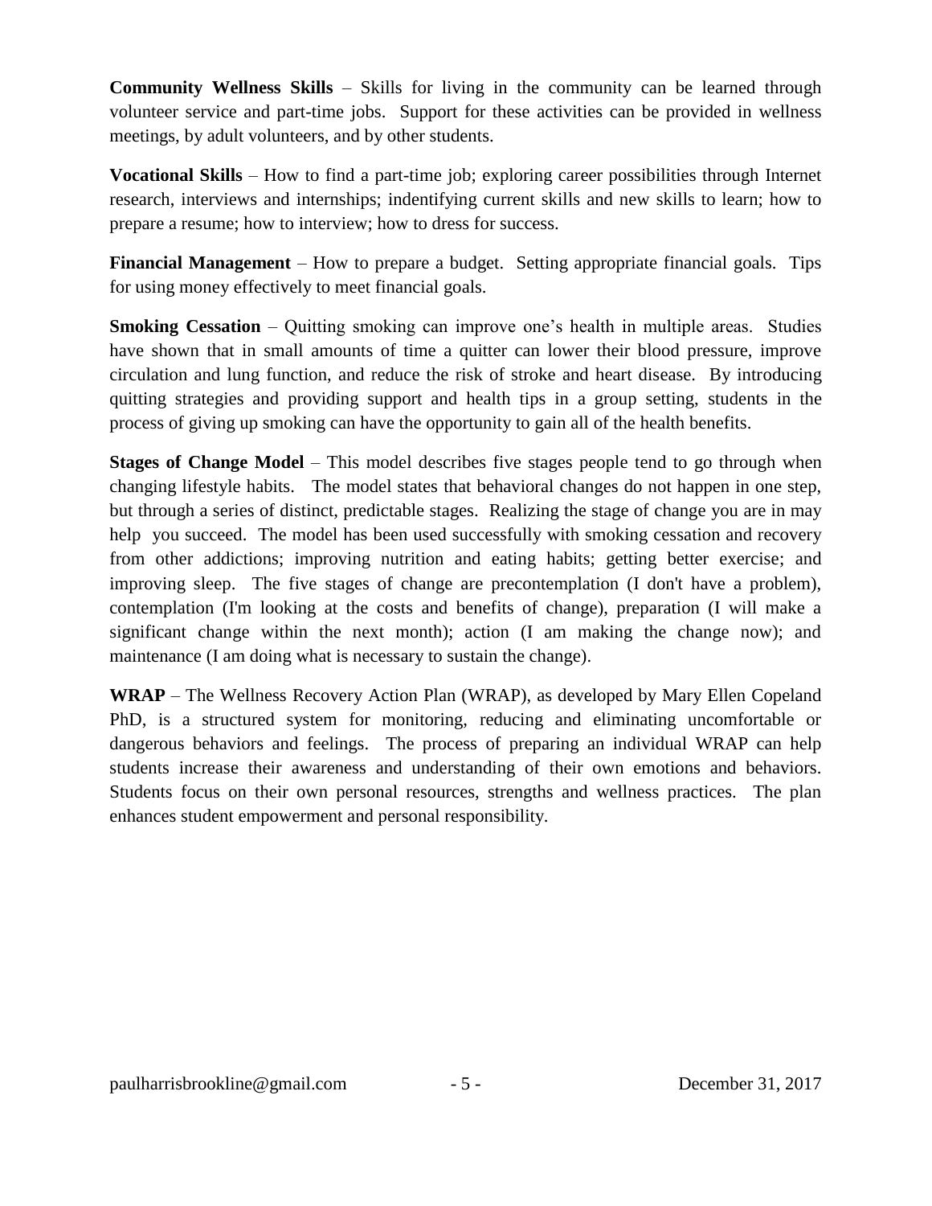**Community Wellness Skills** – Skills for living in the community can be learned through volunteer service and part-time jobs. Support for these activities can be provided in wellness meetings, by adult volunteers, and by other students.

**Vocational Skills** – How to find a part-time job; exploring career possibilities through Internet research, interviews and internships; indentifying current skills and new skills to learn; how to prepare a resume; how to interview; how to dress for success.

**Financial Management** – How to prepare a budget. Setting appropriate financial goals. Tips for using money effectively to meet financial goals.

**Smoking Cessation** – Quitting smoking can improve one's health in multiple areas. Studies have shown that in small amounts of time a quitter can lower their blood pressure, improve circulation and lung function, and reduce the risk of stroke and heart disease. By introducing quitting strategies and providing support and health tips in a group setting, students in the process of giving up smoking can have the opportunity to gain all of the health benefits.

**Stages of Change Model** – This model describes five stages people tend to go through when changing lifestyle habits. The model states that behavioral changes do not happen in one step, but through a series of distinct, predictable stages. Realizing the stage of change you are in may help you succeed. The model has been used successfully with smoking cessation and recovery from other addictions; improving nutrition and eating habits; getting better exercise; and improving sleep. The five stages of change are precontemplation (I don't have a problem), contemplation (I'm looking at the costs and benefits of change), preparation (I will make a significant change within the next month); action (I am making the change now); and maintenance (I am doing what is necessary to sustain the change).

**WRAP** – The Wellness Recovery Action Plan (WRAP), as developed by Mary Ellen Copeland PhD, is a structured system for monitoring, reducing and eliminating uncomfortable or dangerous behaviors and feelings. The process of preparing an individual WRAP can help students increase their awareness and understanding of their own emotions and behaviors. Students focus on their own personal resources, strengths and wellness practices. The plan enhances student empowerment and personal responsibility.